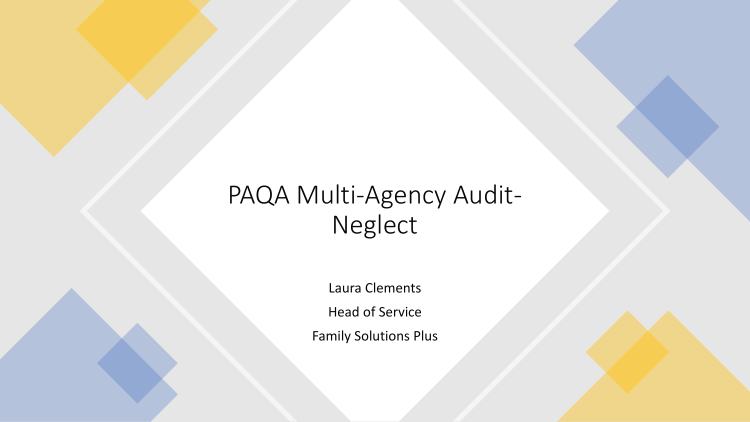# PAQA Multi-Agency Audit-Neglect

Laura Clements

Head of Service

Family Solutions Plus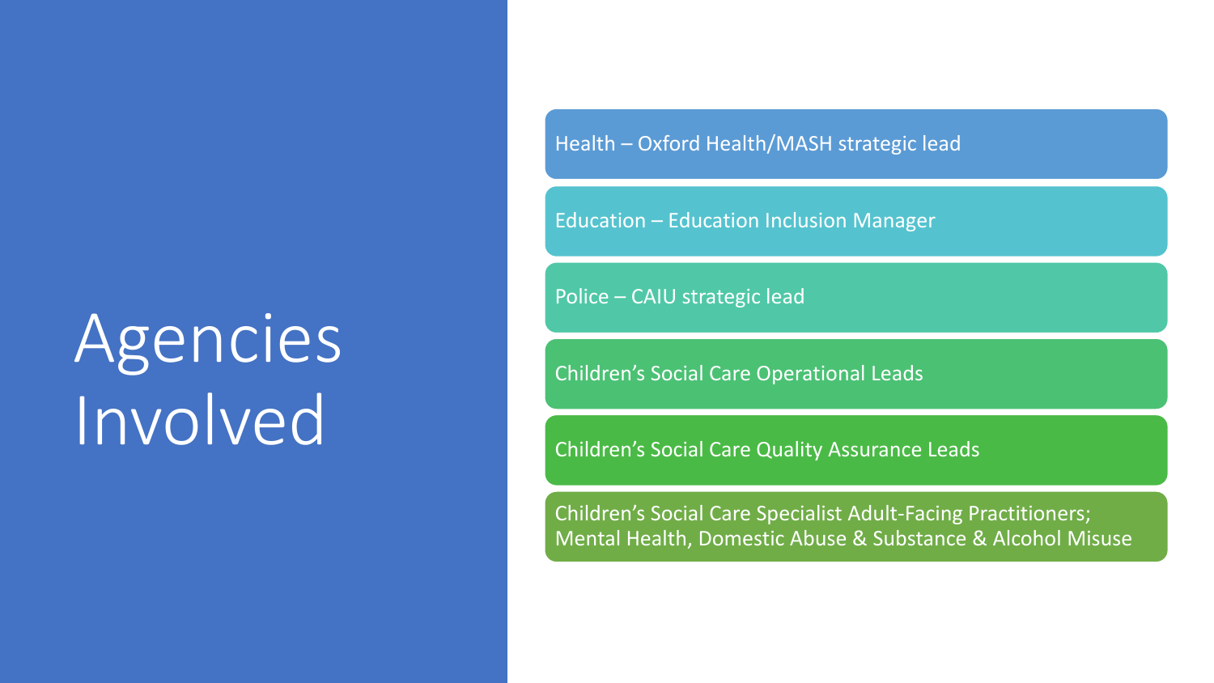# Agencies Involved

- Health – Oxford Health/MASH strategic lead
- Education – Education Inclusion Manager
- Police – CAIU strategic lead
- Children’s Social Care Operational Leads
- Children’s Social Care Quality Assurance Leads
- Children’s Social Care Specialist Adult-Facing Practitioners; Mental Health, Domestic Abuse & Substance & Alcohol Misuse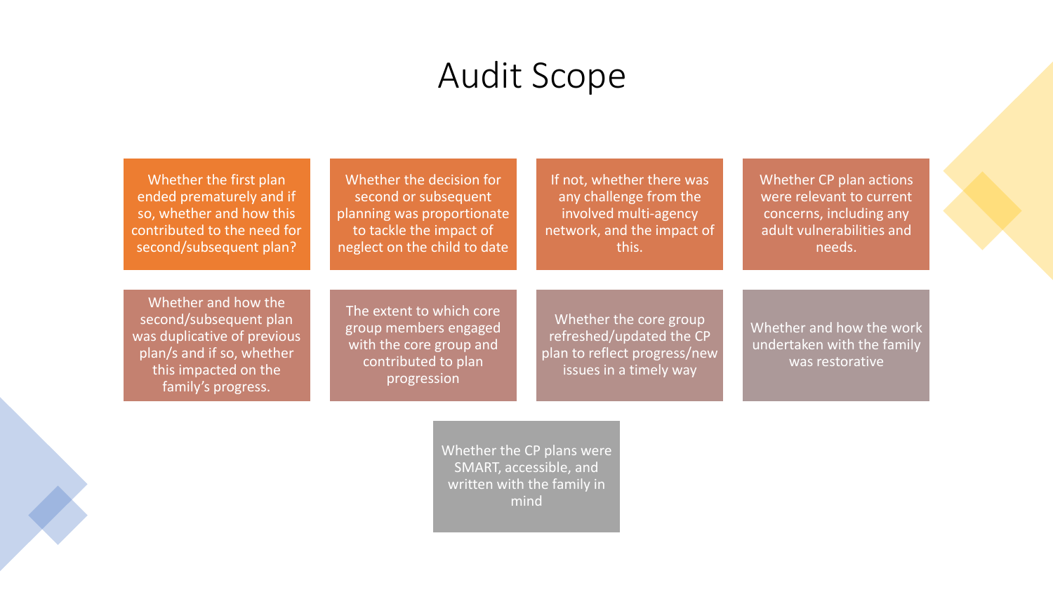# Audit Scope

- Whether the first plan ended prematurely and if so, whether and how this contributed to the need for second/subsequent plan?
- Whether the decision for second or subsequent planning was proportionate to tackle the impact of neglect on the child to date
- If not, whether there was any challenge from the involved multi-agency network, and the impact of this.
- Whether CP plan actions were relevant to current concerns, including any adult vulnerabilities and needs.
- Whether and how the second/subsequent plan was duplicative of previous plan/s and if so, whether this impacted on the family's progress.
- The extent to which core group members engaged with the core group and contributed to plan progression
- Whether the core group refreshed/updated the CP plan to reflect progress/new issues in a timely way
- Whether and how the work undertaken with the family was restorative
- Whether the CP plans were SMART, accessible, and written with the family in mind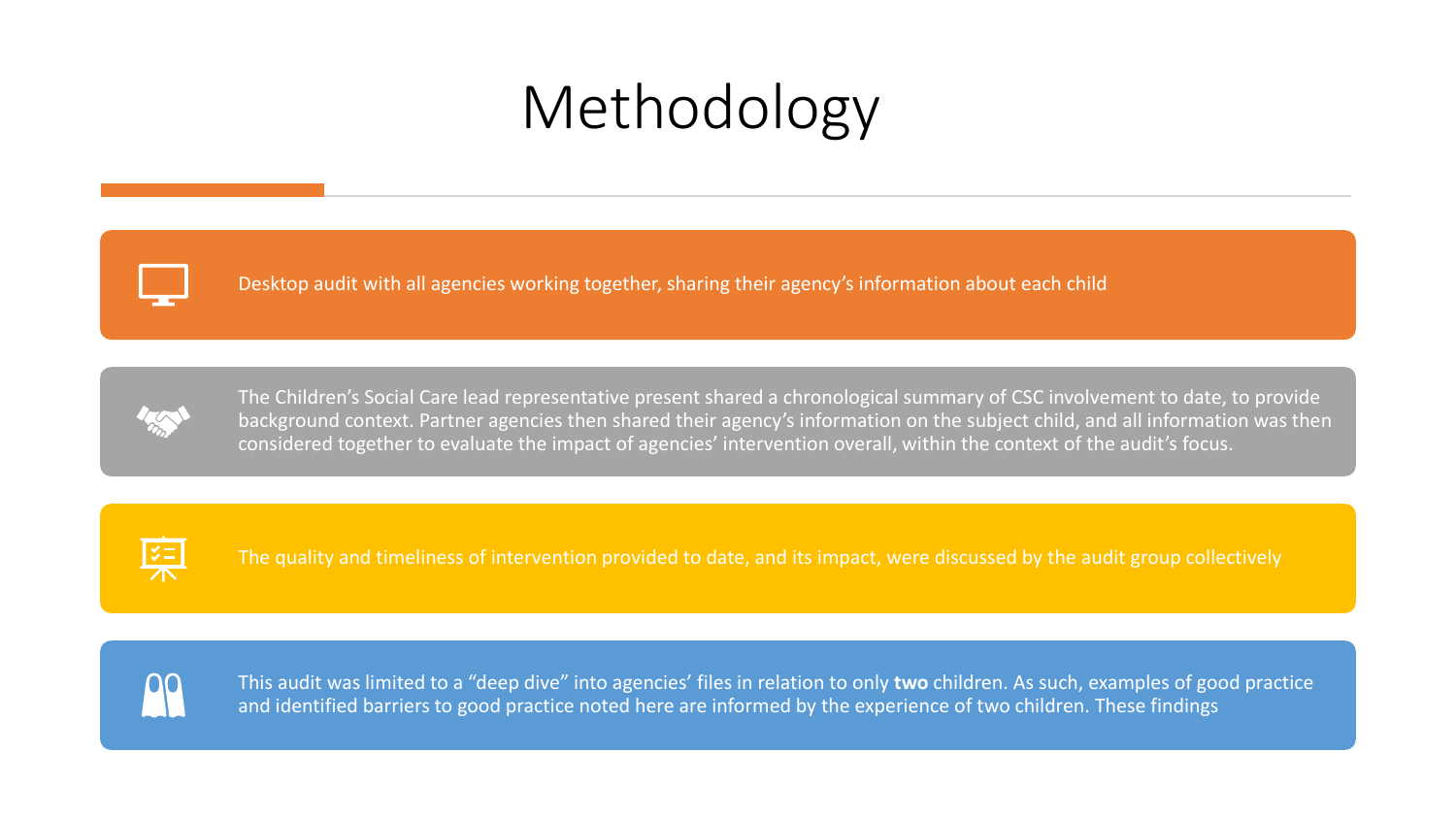# Methodology

Desktop audit with all agencies working together, sharing their agency's information about each child

The Children's Social Care lead representative present shared a chronological summary of CSC involvement to date, to provide background context. Partner agencies then shared their agency's information on the subject child, and all information was then considered together to evaluate the impact of agencies' intervention overall, within the context of the audit's focus.

The quality and timeliness of intervention provided to date, and its impact, were discussed by the audit group collectively

This audit was limited to a "deep dive" into agencies' files in relation to only **two** children. As such, examples of good practice and identified barriers to good practice noted here are informed by the experience of two children. These findings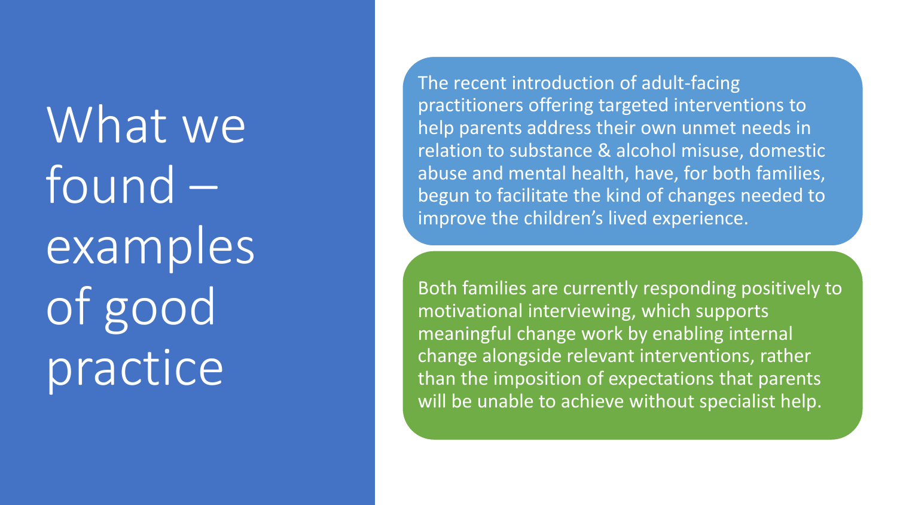# What we found – examples of good practice

The recent introduction of adult-facing practitioners offering targeted interventions to help parents address their own unmet needs in relation to substance & alcohol misuse, domestic abuse and mental health, have, for both families, begun to facilitate the kind of changes needed to improve the children's lived experience.

Both families are currently responding positively to motivational interviewing, which supports meaningful change work by enabling internal change alongside relevant interventions, rather than the imposition of expectations that parents will be unable to achieve without specialist help.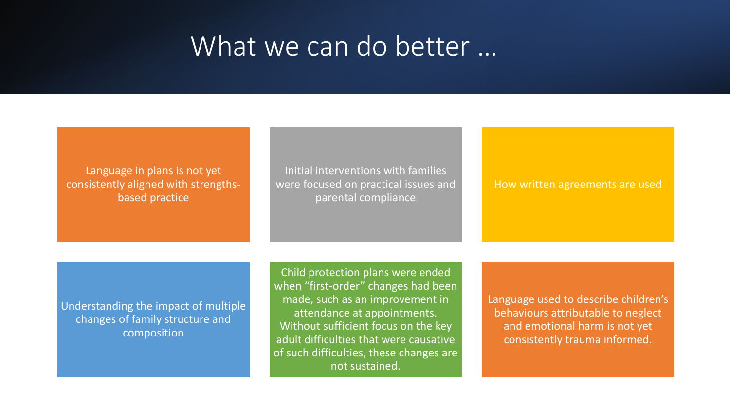# What we can do better …

- Language in plans is not yet consistently aligned with strengths-based practice
- Initial interventions with families were focused on practical issues and parental compliance
- How written agreements are used
- Understanding the impact of multiple changes of family structure and composition
- Child protection plans were ended when "first-order" changes had been made, such as an improvement in attendance at appointments. Without sufficient focus on the key adult difficulties that were causative of such difficulties, these changes are not sustained.
- Language used to describe children's behaviours attributable to neglect and emotional harm is not yet consistently trauma informed.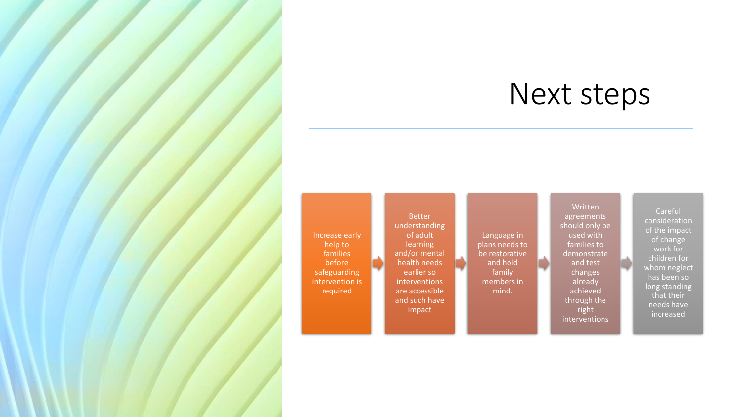# Next steps

1. Increase early help to families before safeguarding intervention is required
2. Better understanding of adult learning and/or mental health needs earlier so interventions are accessible and such have impact
3. Language in plans needs to be restorative and hold family members in mind.
4. Written agreements should only be used with families to demonstrate and test changes already achieved through the right interventions
5. Careful consideration of the impact of change work for children for whom neglect has been so long standing that their needs have increased